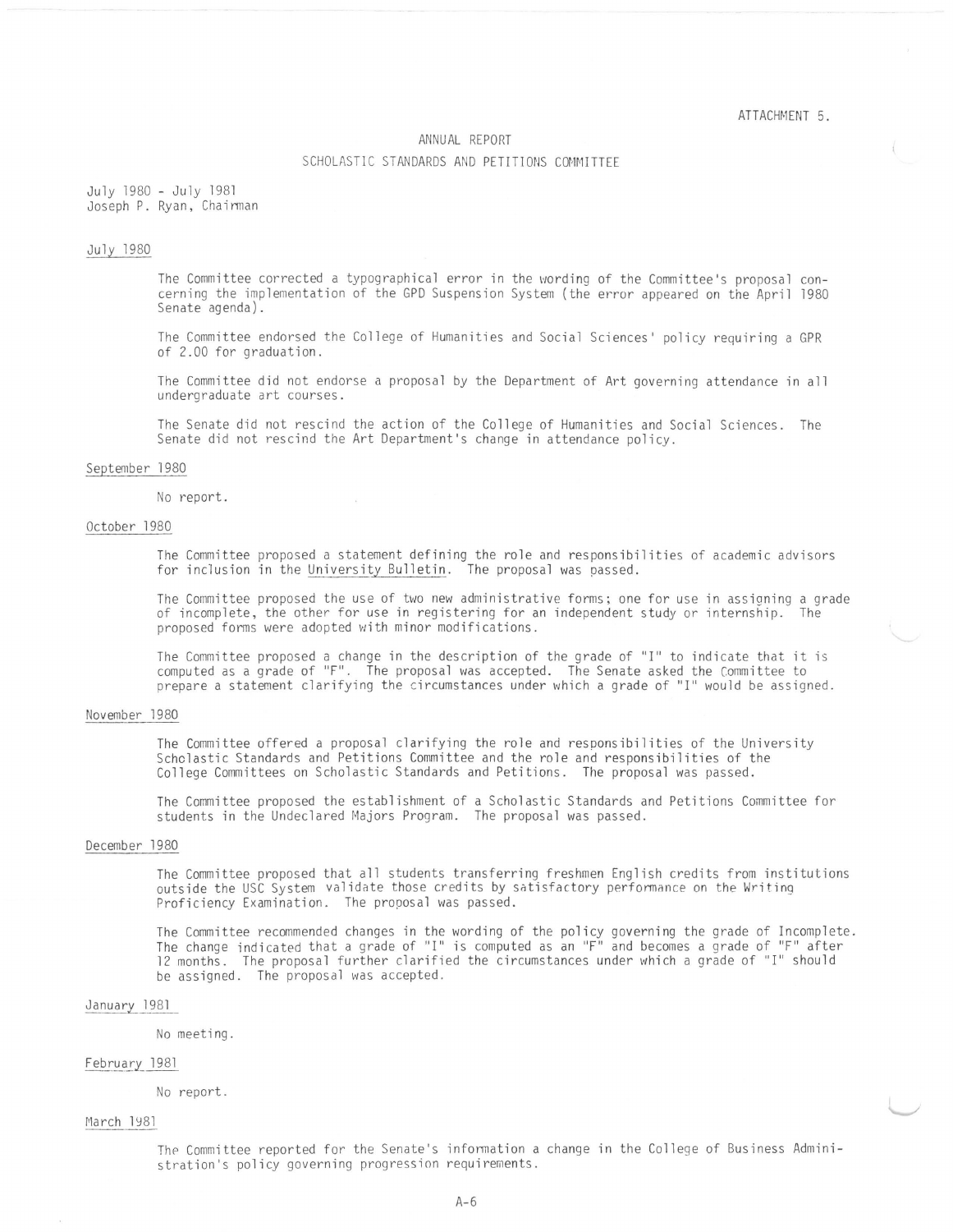ATTACHMENT 5.

# ANNUAL REPORT

## SCHOLASTIC STANDARDS AND PETITIONS COMMITTEE

July 1980 - July 1981
Joseph P. Ryan, Chairman

### July 1980

The Committee corrected a typographical error in the wording of the Committee's proposal concerning the implementation of the GPD Suspension System (the error appeared on the April 1980 Senate agenda).

The Committee endorsed the College of Humanities and Social Sciences' policy requiring a GPR of 2.00 for graduation.

The Committee did not endorse a proposal by the Department of Art governing attendance in all undergraduate art courses.

The Senate did not rescind the action of the College of Humanities and Social Sciences. The Senate did not rescind the Art Department's change in attendance policy.

### September 1980

No report.

### October 1980

The Committee proposed a statement defining the role and responsibilities of academic advisors for inclusion in the University Bulletin. The proposal was passed.

The Committee proposed the use of two new administrative forms; one for use in assigning a grade of incomplete, the other for use in registering for an independent study or internship. The proposed forms were adopted with minor modifications.

The Committee proposed a change in the description of the grade of "I" to indicate that it is computed as a grade of "F". The proposal was accepted. The Senate asked the Committee to prepare a statement clarifying the circumstances under which a grade of "I" would be assigned.

### November 1980

The Committee offered a proposal clarifying the role and responsibilities of the University Scholastic Standards and Petitions Committee and the role and responsibilities of the College Committees on Scholastic Standards and Petitions. The proposal was passed.

The Committee proposed the establishment of a Scholastic Standards and Petitions Committee for students in the Undeclared Majors Program. The proposal was passed.

### December 1980

The Committee proposed that all students transferring freshmen English credits from institutions outside the USC System validate those credits by satisfactory performance on the Writing Proficiency Examination. The proposal was passed.

The Committee recommended changes in the wording of the policy governing the grade of Incomplete. The change indicated that a grade of "I" is computed as an "F" and becomes a grade of "F" after 12 months. The proposal further clarified the circumstances under which a grade of "I" should be assigned. The proposal was accepted.

### January 1981

No meeting.

### February 1981

No report.

### March 1981

The Committee reported for the Senate's information a change in the College of Business Administration's policy governing progression requirements.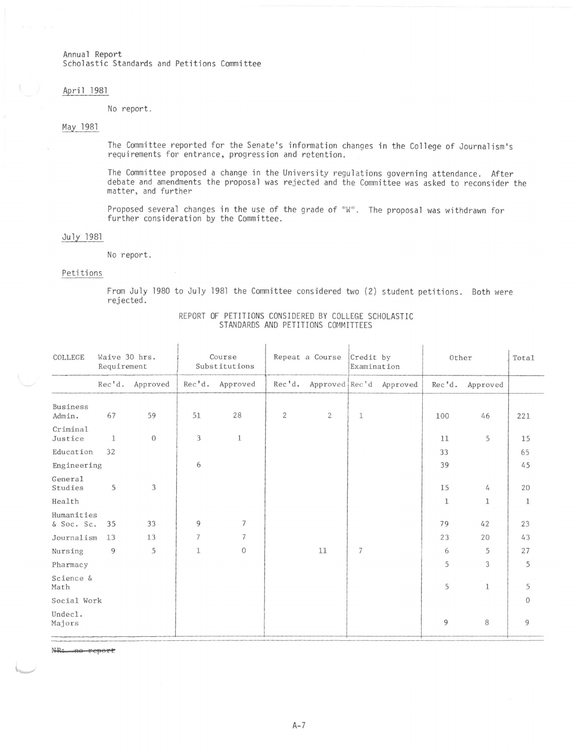Annual Report
Scholastic Standards and Petitions Committee

April 1981

No report.

May 1981

The Committee reported for the Senate's information changes in the College of Journalism's requirements for entrance, progression and retention.

The Committee proposed a change in the University regulations governing attendance. After debate and amendments the proposal was rejected and the Committee was asked to reconsider the matter, and further

Proposed several changes in the use of the grade of "W". The proposal was withdrawn for further consideration by the Committee.

July 1981

No report.

Petitions

From July 1980 to July 1981 the Committee considered two (2) student petitions. Both were rejected.

REPORT OF PETITIONS CONSIDERED BY COLLEGE SCHOLASTIC STANDARDS AND PETITIONS COMMITTEES

| COLLEGE | Waive 30 hrs. Requirement | | Course Substitutions | | Repeat a Course | | Credit by Examination | | Other | | Total |
|---|---|---|---|---|---|---|---|---|---|---|---|
| | Rec'd. | Approved | Rec'd. | Approved | Rec'd. | Approved | Rec'd | Approved | Rec'd. | Approved | |
| Business Admin. | 67 | 59 | 51 | 28 | 2 | 2 | 1 | | 100 | 46 | 221 |
| Criminal Justice | 1 | 0 | 3 | 1 | | | | | 11 | 5 | 15 |
| Education | 32 | | | | | | | | 33 | | 65 |
| Engineering | | | 6 | | | | | | 39 | | 45 |
| General Studies | 5 | 3 | | | | | | | 15 | 4 | 20 |
| Health | | | | | | | | | 1 | 1 | 1 |
| Humanities & Soc. Sc. | 35 | 33 | 9 | 7 | | | | | 79 | 42 | 23 |
| Journalism | 13 | 13 | 7 | 7 | | | | | 23 | 20 | 43 |
| Nursing | 9 | 5 | 1 | 0 | | 11 | 7 | | 6 | 5 | 27 |
| Pharmacy | | | | | | | | | 5 | 3 | 5 |
| Science & Math | | | | | | | | | 5 | 1 | 5 |
| Social Work | | | | | | | | | | | 0 |
| Undecl. Majors | | | | | | | | | 9 | 8 | 9 |

~~NR: no report~~